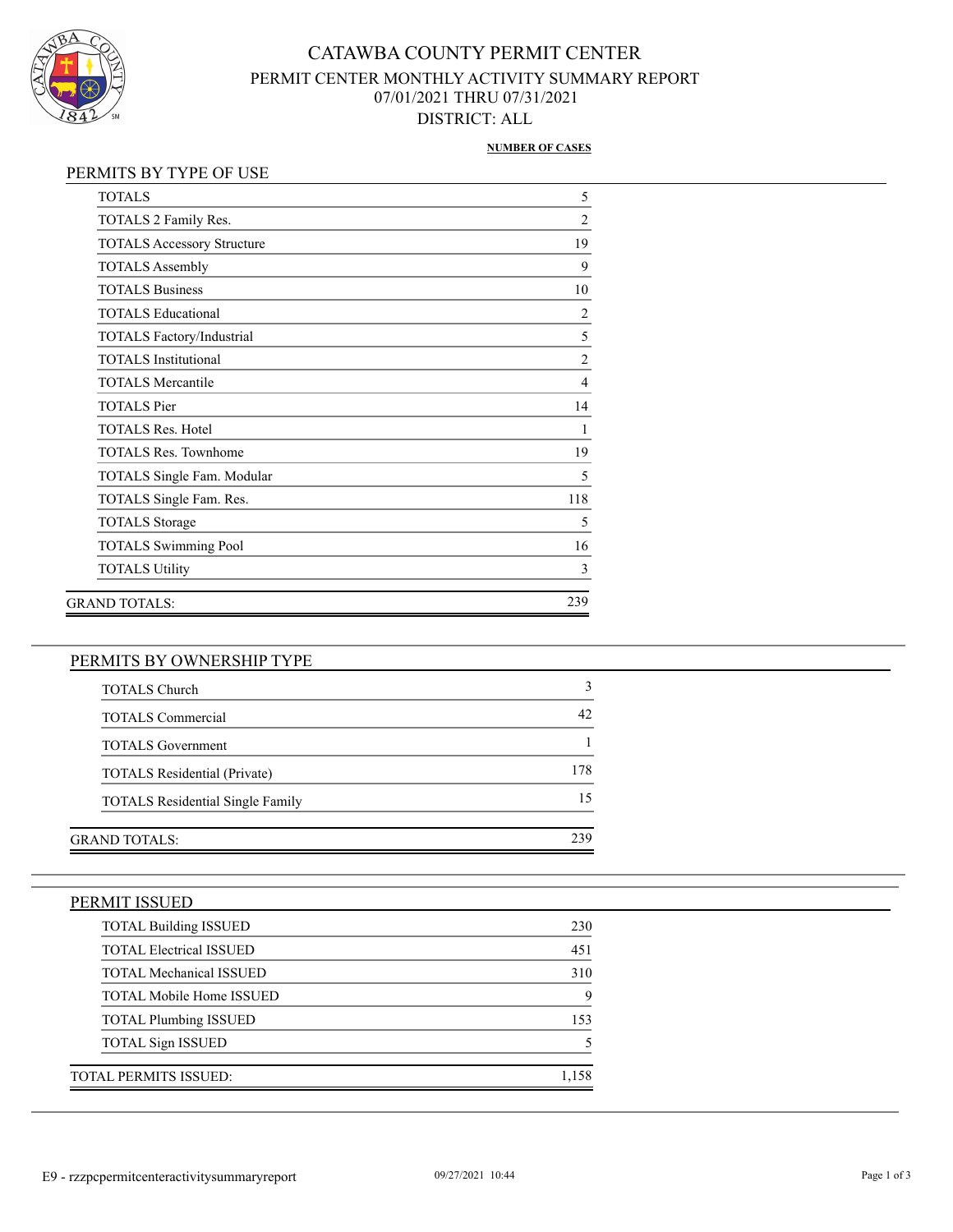# CATAWBA COUNTY PERMIT CENTER

## PERMIT CENTER MONTHLY ACTIVITY SUMMARY REPORT

07/01/2021 THRU 07/31/2021

DISTRICT: ALL

### PERMITS BY TYPE OF USE

| | NUMBER OF CASES |
|---|---|
| TOTALS | 5 |
| TOTALS 2 Family Res. | 2 |
| TOTALS Accessory Structure | 19 |
| TOTALS Assembly | 9 |
| TOTALS Business | 10 |
| TOTALS Educational | 2 |
| TOTALS Factory/Industrial | 5 |
| TOTALS Institutional | 2 |
| TOTALS Mercantile | 4 |
| TOTALS Pier | 14 |
| TOTALS Res. Hotel | 1 |
| TOTALS Res. Townhome | 19 |
| TOTALS Single Fam. Modular | 5 |
| TOTALS Single Fam. Res. | 118 |
| TOTALS Storage | 5 |
| TOTALS Swimming Pool | 16 |
| TOTALS Utility | 3 |
| GRAND TOTALS: | 239 |

### PERMITS BY OWNERSHIP TYPE

| | |
|---|---|
| TOTALS Church | 3 |
| TOTALS Commercial | 42 |
| TOTALS Government | 1 |
| TOTALS Residential (Private) | 178 |
| TOTALS Residential Single Family | 15 |
| GRAND TOTALS: | 239 |

### PERMIT ISSUED

| | |
|---|---|
| TOTAL Building ISSUED | 230 |
| TOTAL Electrical ISSUED | 451 |
| TOTAL Mechanical ISSUED | 310 |
| TOTAL Mobile Home ISSUED | 9 |
| TOTAL Plumbing ISSUED | 153 |
| TOTAL Sign ISSUED | 5 |
| TOTAL PERMITS ISSUED: | 1,158 |

E9 - rzzpcpermitcenteractivitysummaryreport 09/27/2021 10:44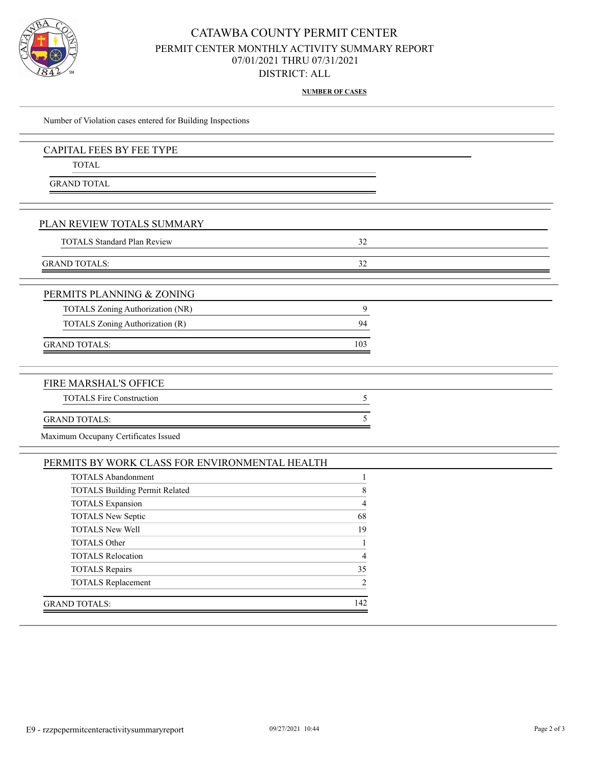# CATAWBA COUNTY PERMIT CENTER

## PERMIT CENTER MONTHLY ACTIVITY SUMMARY REPORT

07/01/2021 THRU 07/31/2021

DISTRICT: ALL

**NUMBER OF CASES**

Number of Violation cases entered for Building Inspections

## CAPITAL FEES BY FEE TYPE

| | |
|---|---|
| TOTAL | |
| GRAND TOTAL | |

## PLAN REVIEW TOTALS SUMMARY

| | |
|---|---|
| TOTALS Standard Plan Review | 32 |
| GRAND TOTALS: | 32 |

## PERMITS PLANNING & ZONING

| | |
|---|---|
| TOTALS Zoning Authorization (NR) | 9 |
| TOTALS Zoning Authorization (R) | 94 |
| GRAND TOTALS: | 103 |

## FIRE MARSHAL'S OFFICE

| | |
|---|---|
| TOTALS Fire Construction | 5 |
| GRAND TOTALS: | 5 |

Maximum Occupany Certificates Issued

## PERMITS BY WORK CLASS FOR ENVIRONMENTAL HEALTH

| | |
|---|---|
| TOTALS Abandonment | 1 |
| TOTALS Building Permit Related | 8 |
| TOTALS Expansion | 4 |
| TOTALS New Septic | 68 |
| TOTALS New Well | 19 |
| TOTALS Other | 1 |
| TOTALS Relocation | 4 |
| TOTALS Repairs | 35 |
| TOTALS Replacement | 2 |
| GRAND TOTALS: | 142 |

E9 - rzzpcpermitcenteractivitysummaryreport 09/27/2021 10:44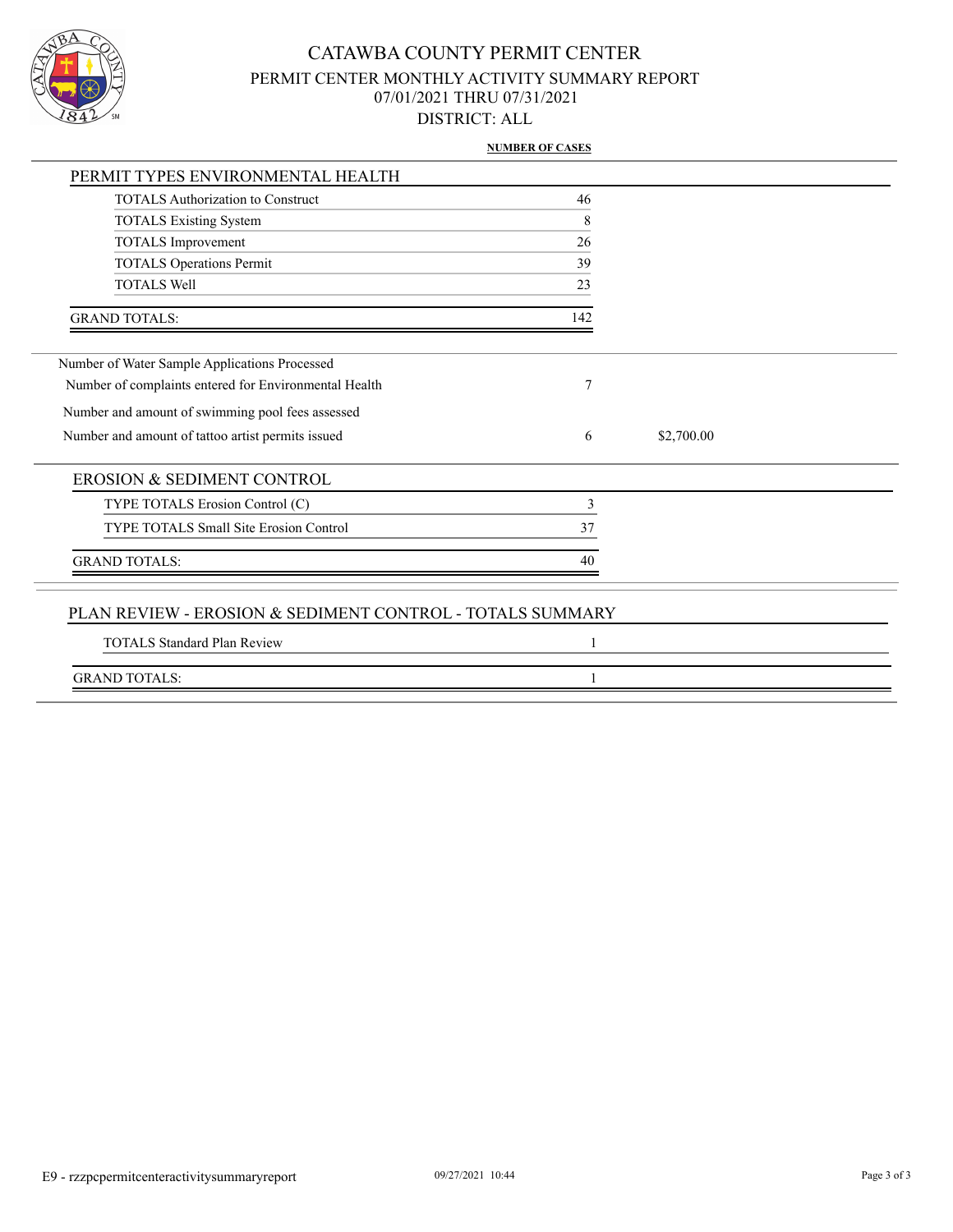# CATAWBA COUNTY PERMIT CENTER

## PERMIT CENTER MONTHLY ACTIVITY SUMMARY REPORT

07/01/2021 THRU 07/31/2021

DISTRICT: ALL

**NUMBER OF CASES**

### PERMIT TYPES ENVIRONMENTAL HEALTH

| | |
|---|---|
| TOTALS Authorization to Construct | 46 |
| TOTALS Existing System | 8 |
| TOTALS Improvement | 26 |
| TOTALS Operations Permit | 39 |
| TOTALS Well | 23 |
| GRAND TOTALS: | 142 |

| | | |
|---|---|---|
| Number of Water Sample Applications Processed | | |
| Number of complaints entered for Environmental Health | 7 | |
| Number and amount of swimming pool fees assessed | | |
| Number and amount of tattoo artist permits issued | 6 | $2,700.00 |

### EROSION & SEDIMENT CONTROL

| | |
|---|---|
| TYPE TOTALS Erosion Control (C) | 3 |
| TYPE TOTALS Small Site Erosion Control | 37 |
| GRAND TOTALS: | 40 |

### PLAN REVIEW - EROSION & SEDIMENT CONTROL - TOTALS SUMMARY

| | |
|---|---|
| TOTALS Standard Plan Review | 1 |
| GRAND TOTALS: | 1 |

E9 - rzzpcpermitcenteractivitysummaryreport 09/27/2021 10:44